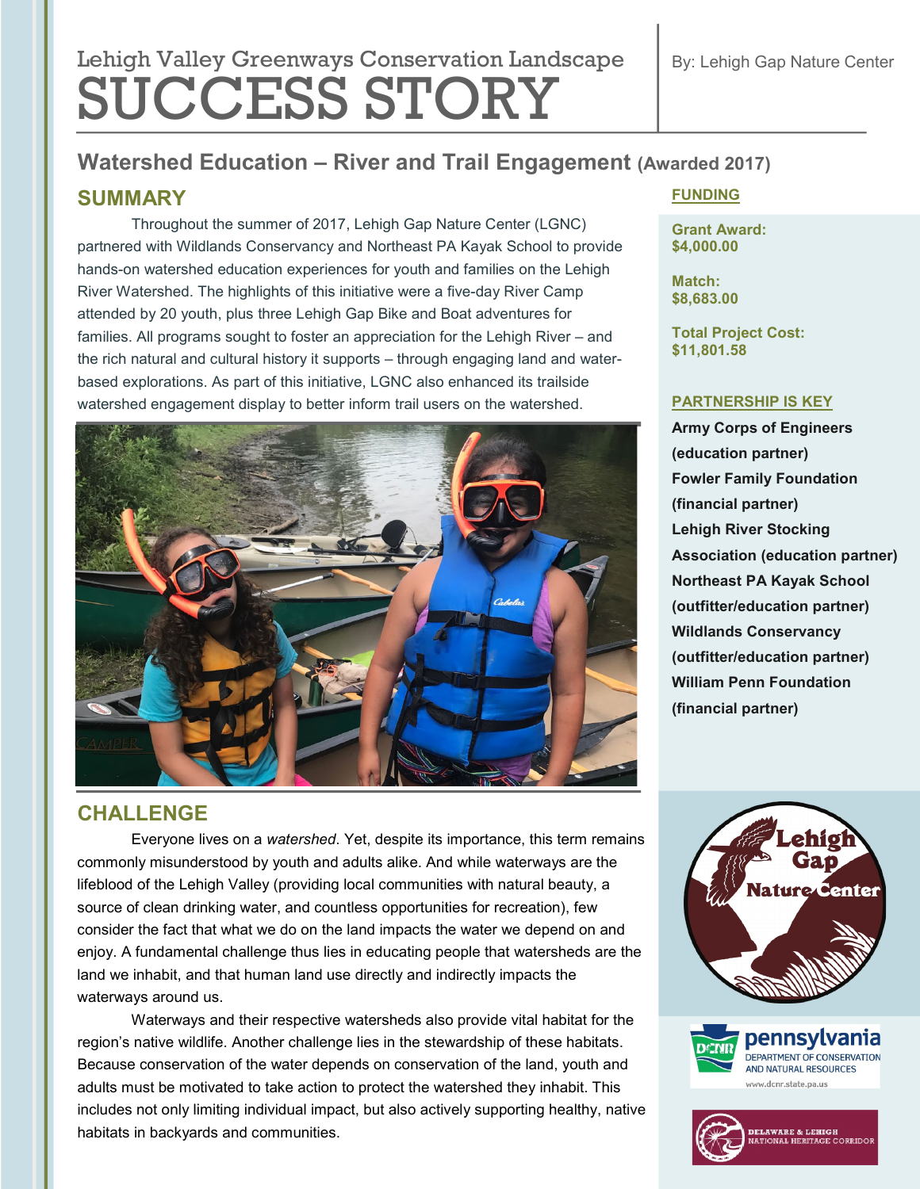# Lehigh Valley Greenways Conservation Landscape SUCCESS STORY

By: Lehigh Gap Nature Center

## Watershed Education – River and Trail Engagement (Awarded 2017)

### SUMMARY

Throughout the summer of 2017, Lehigh Gap Nature Center (LGNC) partnered with Wildlands Conservancy and Northeast PA Kayak School to provide hands-on watershed education experiences for youth and families on the Lehigh River Watershed. The highlights of this initiative were a five-day River Camp attended by 20 youth, plus three Lehigh Gap Bike and Boat adventures for families. All programs sought to foster an appreciation for the Lehigh River – and the rich natural and cultural history it supports – through engaging land and water-based explorations. As part of this initiative, LGNC also enhanced its trailside watershed engagement display to better inform trail users on the watershed.

### CHALLENGE

Everyone lives on a *watershed*. Yet, despite its importance, this term remains commonly misunderstood by youth and adults alike. And while waterways are the lifeblood of the Lehigh Valley (providing local communities with natural beauty, a source of clean drinking water, and countless opportunities for recreation), few consider the fact that what we do on the land impacts the water we depend on and enjoy. A fundamental challenge thus lies in educating people that watersheds are the land we inhabit, and that human land use directly and indirectly impacts the waterways around us.

Waterways and their respective watersheds also provide vital habitat for the region's native wildlife. Another challenge lies in the stewardship of these habitats. Because conservation of the water depends on conservation of the land, youth and adults must be motivated to take action to protect the watershed they inhabit. This includes not only limiting individual impact, but also actively supporting healthy, native habitats in backyards and communities.

### FUNDING

**Grant Award:**
**$4,000.00**

**Match:**
**$8,683.00**

**Total Project Cost:**
**$11,801.58**

### PARTNERSHIP IS KEY

**Army Corps of Engineers (education partner)**
**Fowler Family Foundation (financial partner)**
**Lehigh River Stocking Association (education partner)**
**Northeast PA Kayak School (outfitter/education partner)**
**Wildlands Conservancy (outfitter/education partner)**
**William Penn Foundation (financial partner)**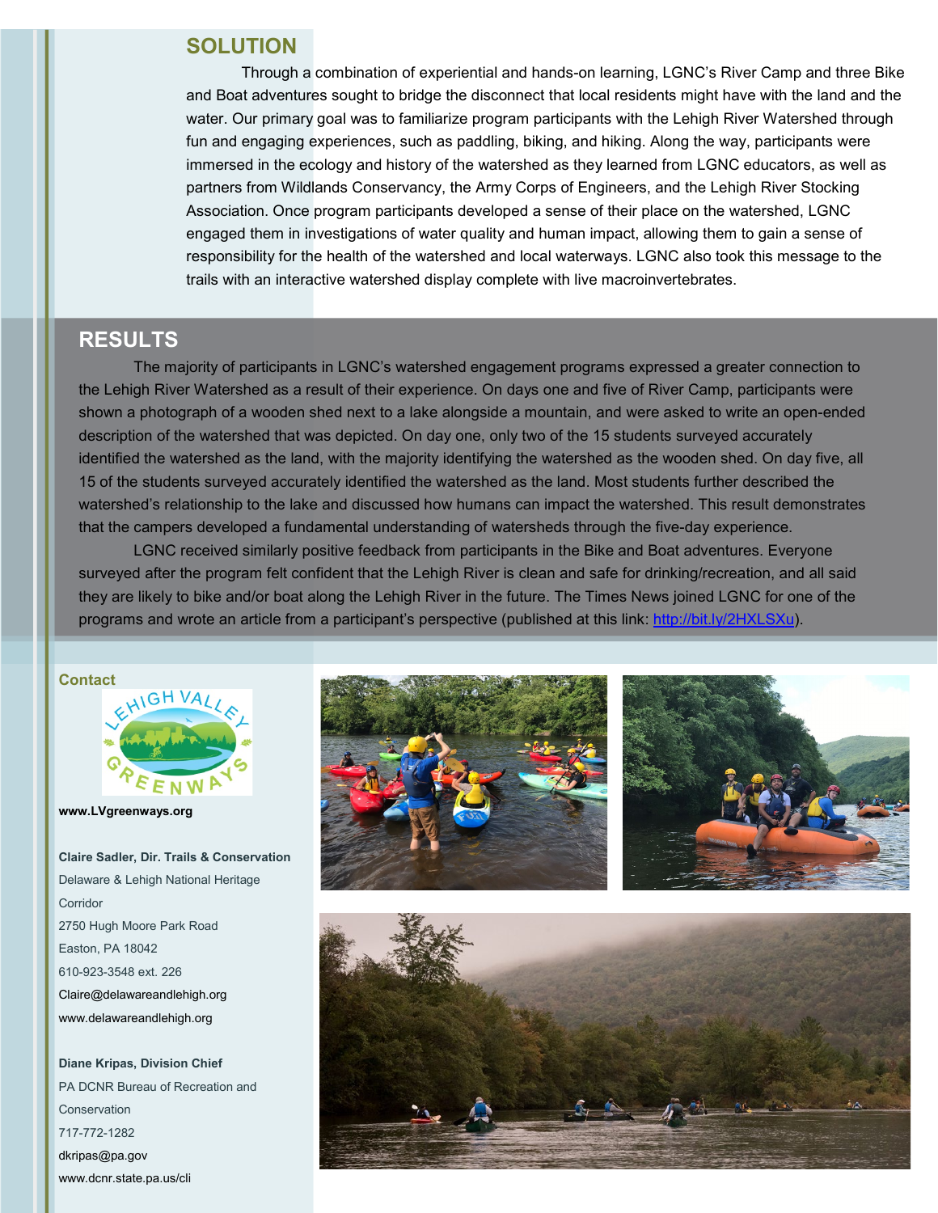## SOLUTION

Through a combination of experiential and hands-on learning, LGNC's River Camp and three Bike and Boat adventures sought to bridge the disconnect that local residents might have with the land and the water. Our primary goal was to familiarize program participants with the Lehigh River Watershed through fun and engaging experiences, such as paddling, biking, and hiking. Along the way, participants were immersed in the ecology and history of the watershed as they learned from LGNC educators, as well as partners from Wildlands Conservancy, the Army Corps of Engineers, and the Lehigh River Stocking Association. Once program participants developed a sense of their place on the watershed, LGNC engaged them in investigations of water quality and human impact, allowing them to gain a sense of responsibility for the health of the watershed and local waterways. LGNC also took this message to the trails with an interactive watershed display complete with live macroinvertebrates.

## RESULTS

The majority of participants in LGNC's watershed engagement programs expressed a greater connection to the Lehigh River Watershed as a result of their experience. On days one and five of River Camp, participants were shown a photograph of a wooden shed next to a lake alongside a mountain, and were asked to write an open-ended description of the watershed that was depicted. On day one, only two of the 15 students surveyed accurately identified the watershed as the land, with the majority identifying the watershed as the wooden shed. On day five, all 15 of the students surveyed accurately identified the watershed as the land. Most students further described the watershed's relationship to the lake and discussed how humans can impact the watershed. This result demonstrates that the campers developed a fundamental understanding of watersheds through the five-day experience.

LGNC received similarly positive feedback from participants in the Bike and Boat adventures. Everyone surveyed after the program felt confident that the Lehigh River is clean and safe for drinking/recreation, and all said they are likely to bike and/or boat along the Lehigh River in the future. The Times News joined LGNC for one of the programs and wrote an article from a participant's perspective (published at this link: http://bit.ly/2HXLSXu).

### Contact

Lehigh Valley Greenways

**www.LVgreenways.org**

**Claire Sadler, Dir. Trails & Conservation**
Delaware & Lehigh National Heritage Corridor
2750 Hugh Moore Park Road
Easton, PA 18042
610-923-3548 ext. 226
Claire@delawareandlehigh.org
www.delawareandlehigh.org

**Diane Kripas, Division Chief**
PA DCNR Bureau of Recreation and Conservation
717-772-1282
dkripas@pa.gov
www.dcnr.state.pa.us/cli